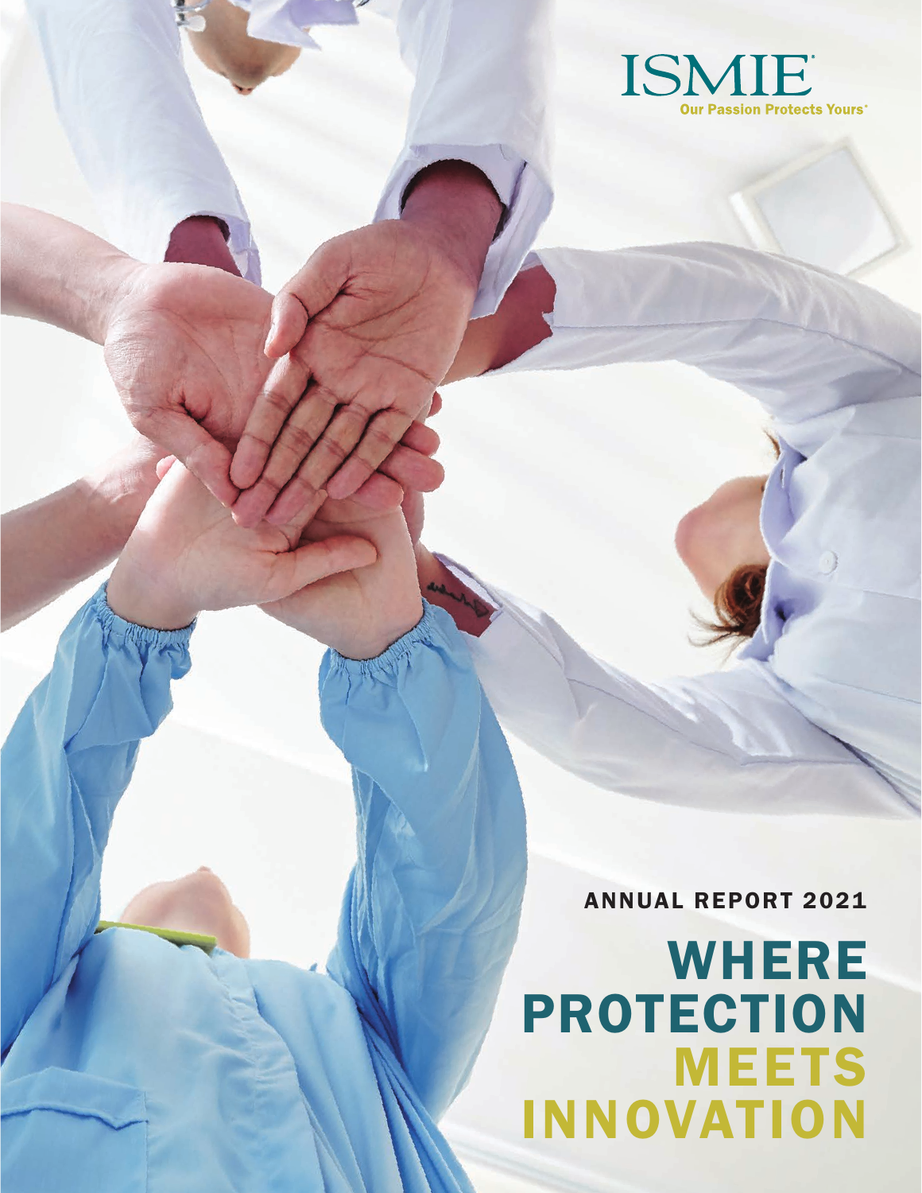ISMIE®

Our Passion Protects Yours®

ANNUAL REPORT 2021

# WHERE PROTECTION MEETS INNOVATION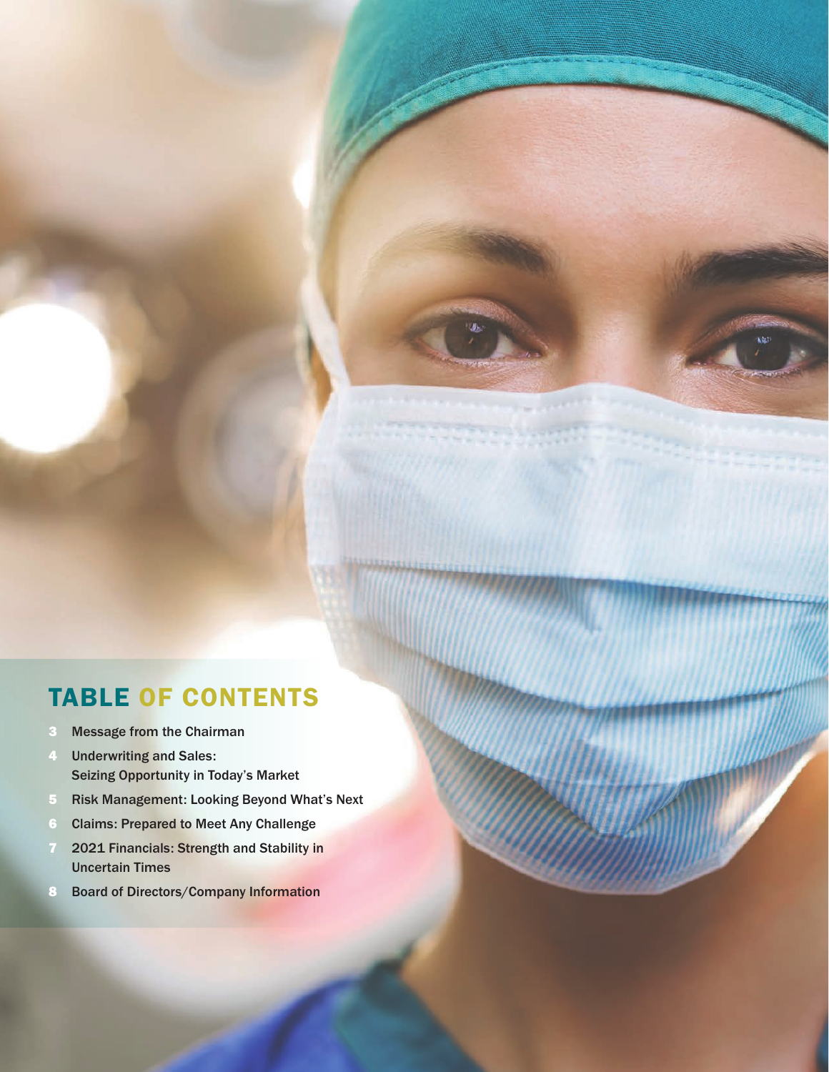# TABLE OF CONTENTS

3 Message from the Chairman

4 Underwriting and Sales: Seizing Opportunity in Today's Market

5 Risk Management: Looking Beyond What's Next

6 Claims: Prepared to Meet Any Challenge

7 2021 Financials: Strength and Stability in Uncertain Times

8 Board of Directors/Company Information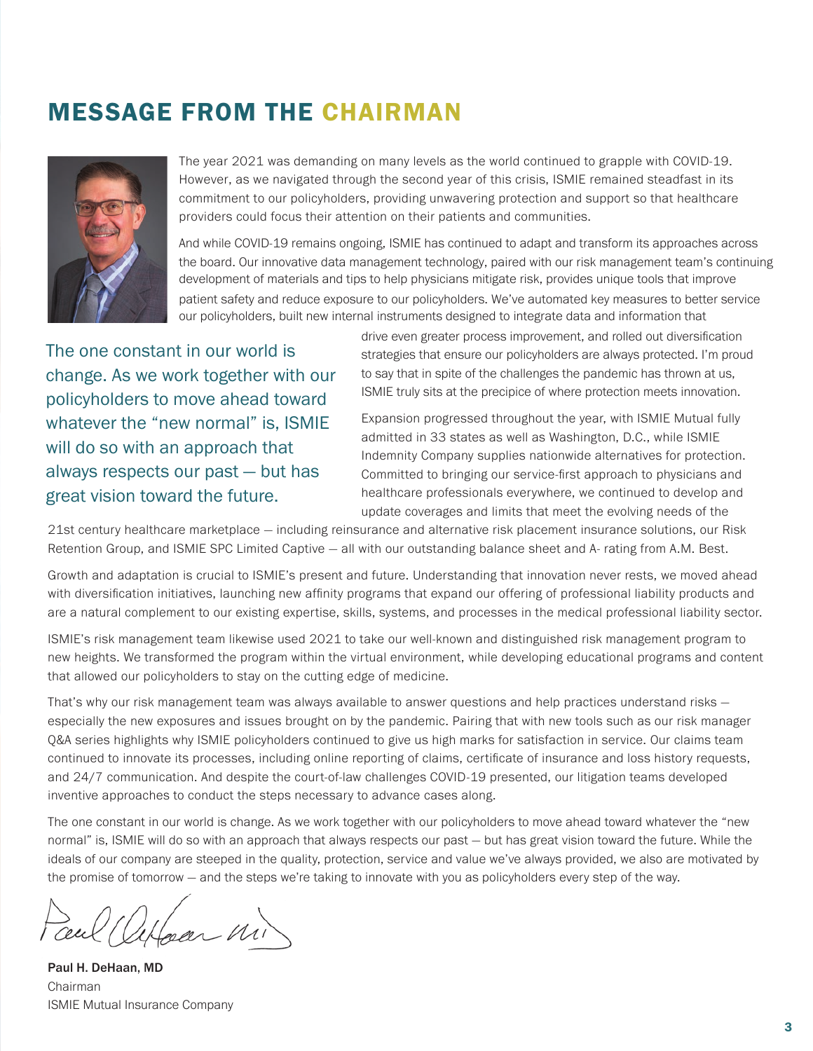# MESSAGE FROM THE CHAIRMAN

The year 2021 was demanding on many levels as the world continued to grapple with COVID-19. However, as we navigated through the second year of this crisis, ISMIE remained steadfast in its commitment to our policyholders, providing unwavering protection and support so that healthcare providers could focus their attention on their patients and communities.

And while COVID-19 remains ongoing, ISMIE has continued to adapt and transform its approaches across the board. Our innovative data management technology, paired with our risk management team's continuing development of materials and tips to help physicians mitigate risk, provides unique tools that improve patient safety and reduce exposure to our policyholders. We've automated key measures to better service our policyholders, built new internal instruments designed to integrate data and information that drive even greater process improvement, and rolled out diversification strategies that ensure our policyholders are always protected. I'm proud to say that in spite of the challenges the pandemic has thrown at us, ISMIE truly sits at the precipice of where protection meets innovation.

> The one constant in our world is change. As we work together with our policyholders to move ahead toward whatever the "new normal" is, ISMIE will do so with an approach that always respects our past — but has great vision toward the future.

Expansion progressed throughout the year, with ISMIE Mutual fully admitted in 33 states as well as Washington, D.C., while ISMIE Indemnity Company supplies nationwide alternatives for protection. Committed to bringing our service-first approach to physicians and healthcare professionals everywhere, we continued to develop and update coverages and limits that meet the evolving needs of the 21st century healthcare marketplace — including reinsurance and alternative risk placement insurance solutions, our Risk Retention Group, and ISMIE SPC Limited Captive — all with our outstanding balance sheet and A- rating from A.M. Best.

Growth and adaptation is crucial to ISMIE's present and future. Understanding that innovation never rests, we moved ahead with diversification initiatives, launching new affinity programs that expand our offering of professional liability products and are a natural complement to our existing expertise, skills, systems, and processes in the medical professional liability sector.

ISMIE's risk management team likewise used 2021 to take our well-known and distinguished risk management program to new heights. We transformed the program within the virtual environment, while developing educational programs and content that allowed our policyholders to stay on the cutting edge of medicine.

That's why our risk management team was always available to answer questions and help practices understand risks — especially the new exposures and issues brought on by the pandemic. Pairing that with new tools such as our risk manager Q&A series highlights why ISMIE policyholders continued to give us high marks for satisfaction in service. Our claims team continued to innovate its processes, including online reporting of claims, certificate of insurance and loss history requests, and 24/7 communication. And despite the court-of-law challenges COVID-19 presented, our litigation teams developed inventive approaches to conduct the steps necessary to advance cases along.

The one constant in our world is change. As we work together with our policyholders to move ahead toward whatever the "new normal" is, ISMIE will do so with an approach that always respects our past — but has great vision toward the future. While the ideals of our company are steeped in the quality, protection, service and value we've always provided, we also are motivated by the promise of tomorrow — and the steps we're taking to innovate with you as policyholders every step of the way.

**Paul H. DeHaan, MD**
Chairman
ISMIE Mutual Insurance Company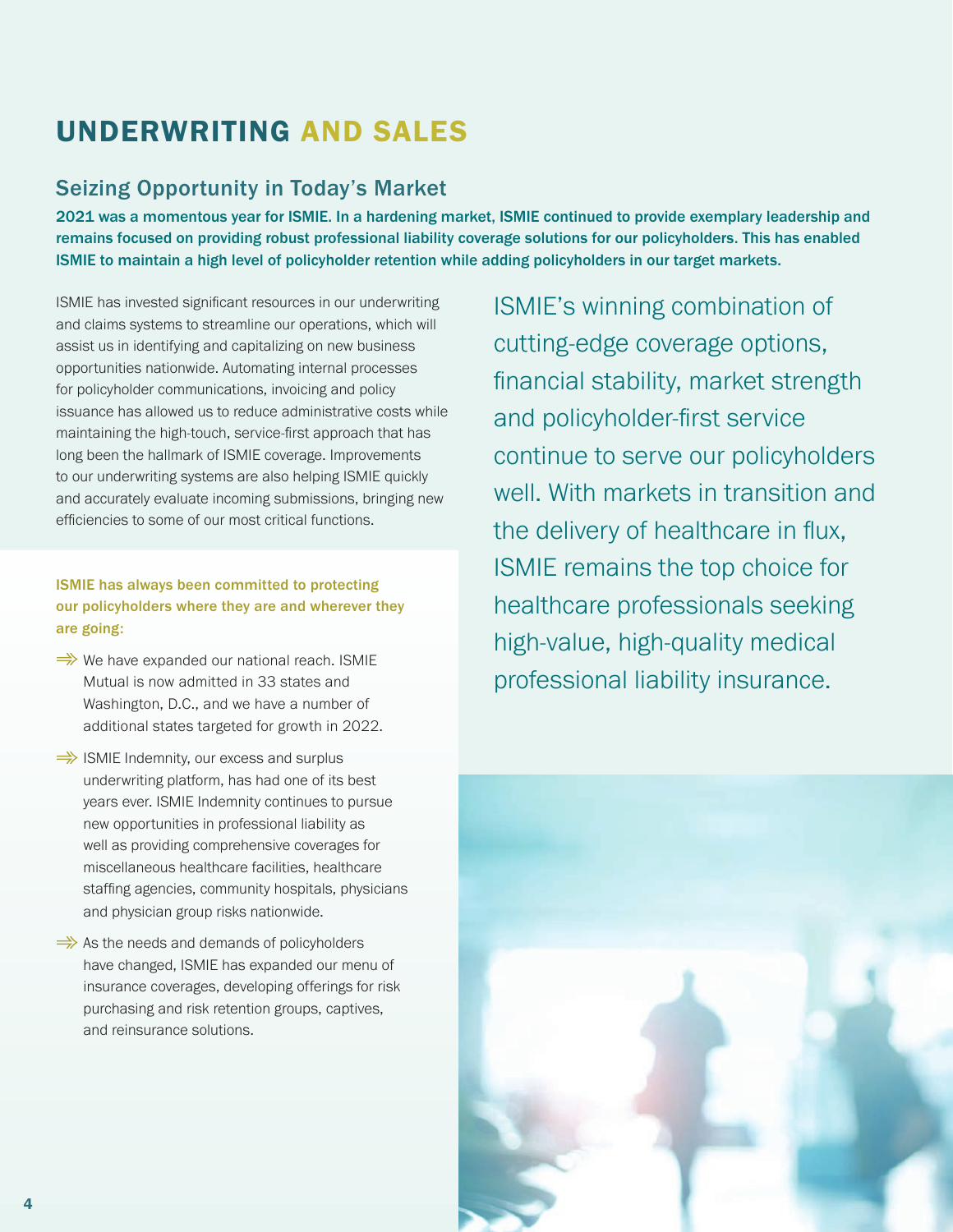# UNDERWRITING AND SALES

## Seizing Opportunity in Today's Market

**2021 was a momentous year for ISMIE. In a hardening market, ISMIE continued to provide exemplary leadership and remains focused on providing robust professional liability coverage solutions for our policyholders. This has enabled ISMIE to maintain a high level of policyholder retention while adding policyholders in our target markets.**

ISMIE has invested significant resources in our underwriting and claims systems to streamline our operations, which will assist us in identifying and capitalizing on new business opportunities nationwide. Automating internal processes for policyholder communications, invoicing and policy issuance has allowed us to reduce administrative costs while maintaining the high-touch, service-first approach that has long been the hallmark of ISMIE coverage. Improvements to our underwriting systems are also helping ISMIE quickly and accurately evaluate incoming submissions, bringing new efficiencies to some of our most critical functions.

**ISMIE has always been committed to protecting our policyholders where they are and wherever they are going:**

- We have expanded our national reach. ISMIE Mutual is now admitted in 33 states and Washington, D.C., and we have a number of additional states targeted for growth in 2022.
- ISMIE Indemnity, our excess and surplus underwriting platform, has had one of its best years ever. ISMIE Indemnity continues to pursue new opportunities in professional liability as well as providing comprehensive coverages for miscellaneous healthcare facilities, healthcare staffing agencies, community hospitals, physicians and physician group risks nationwide.
- As the needs and demands of policyholders have changed, ISMIE has expanded our menu of insurance coverages, developing offerings for risk purchasing and risk retention groups, captives, and reinsurance solutions.

ISMIE's winning combination of cutting-edge coverage options, financial stability, market strength and policyholder-first service continue to serve our policyholders well. With markets in transition and the delivery of healthcare in flux, ISMIE remains the top choice for healthcare professionals seeking high-value, high-quality medical professional liability insurance.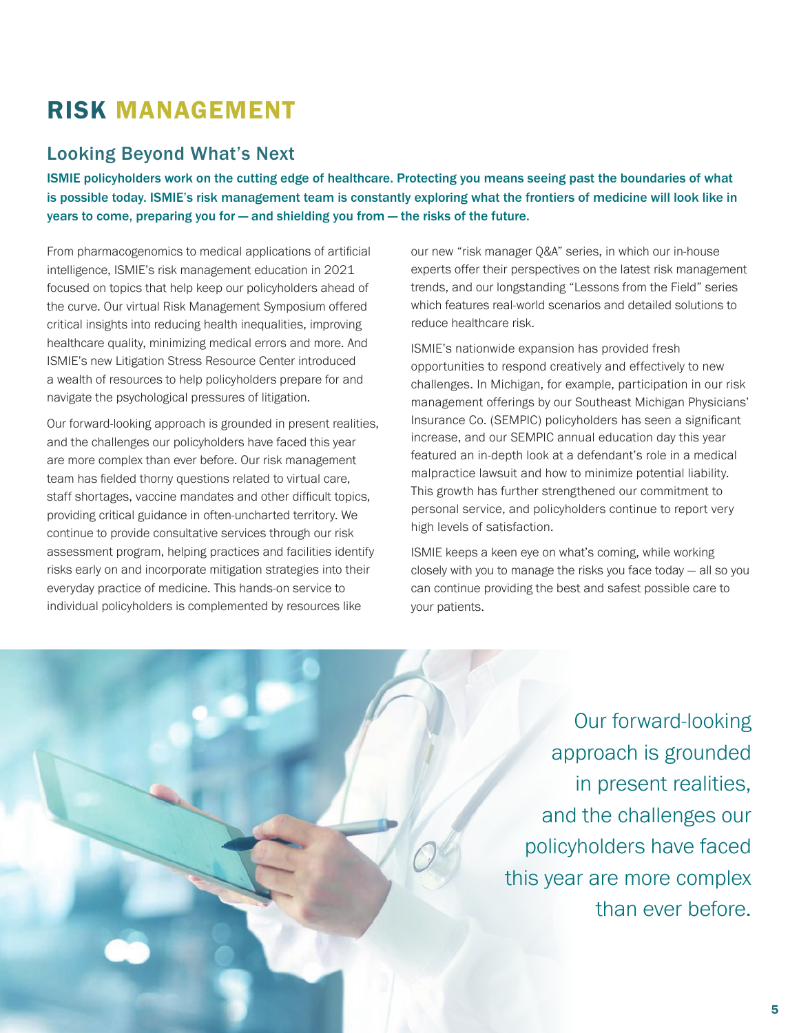# RISK MANAGEMENT

## Looking Beyond What's Next

**ISMIE policyholders work on the cutting edge of healthcare. Protecting you means seeing past the boundaries of what is possible today. ISMIE's risk management team is constantly exploring what the frontiers of medicine will look like in years to come, preparing you for — and shielding you from — the risks of the future.**

From pharmacogenomics to medical applications of artificial intelligence, ISMIE's risk management education in 2021 focused on topics that help keep our policyholders ahead of the curve. Our virtual Risk Management Symposium offered critical insights into reducing health inequalities, improving healthcare quality, minimizing medical errors and more. And ISMIE's new Litigation Stress Resource Center introduced a wealth of resources to help policyholders prepare for and navigate the psychological pressures of litigation.

Our forward-looking approach is grounded in present realities, and the challenges our policyholders have faced this year are more complex than ever before. Our risk management team has fielded thorny questions related to virtual care, staff shortages, vaccine mandates and other difficult topics, providing critical guidance in often-uncharted territory. We continue to provide consultative services through our risk assessment program, helping practices and facilities identify risks early on and incorporate mitigation strategies into their everyday practice of medicine. This hands-on service to individual policyholders is complemented by resources like our new "risk manager Q&A" series, in which our in-house experts offer their perspectives on the latest risk management trends, and our longstanding "Lessons from the Field" series which features real-world scenarios and detailed solutions to reduce healthcare risk.

ISMIE's nationwide expansion has provided fresh opportunities to respond creatively and effectively to new challenges. In Michigan, for example, participation in our risk management offerings by our Southeast Michigan Physicians' Insurance Co. (SEMPIC) policyholders has seen a significant increase, and our SEMPIC annual education day this year featured an in-depth look at a defendant's role in a medical malpractice lawsuit and how to minimize potential liability. This growth has further strengthened our commitment to personal service, and policyholders continue to report very high levels of satisfaction.

ISMIE keeps a keen eye on what's coming, while working closely with you to manage the risks you face today — all so you can continue providing the best and safest possible care to your patients.

> Our forward-looking approach is grounded in present realities, and the challenges our policyholders have faced this year are more complex than ever before.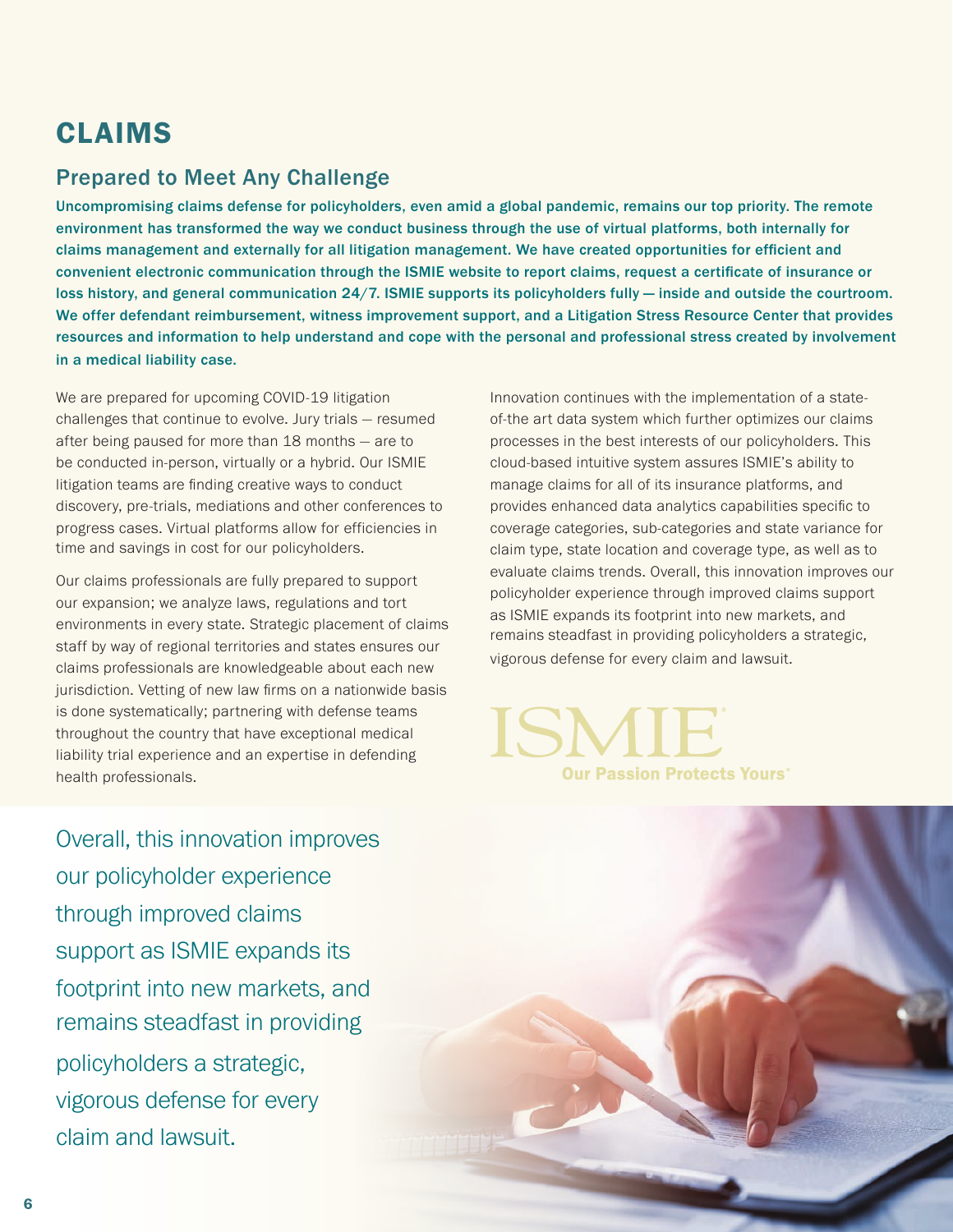# CLAIMS

## Prepared to Meet Any Challenge

**Uncompromising claims defense for policyholders, even amid a global pandemic, remains our top priority. The remote environment has transformed the way we conduct business through the use of virtual platforms, both internally for claims management and externally for all litigation management. We have created opportunities for efficient and convenient electronic communication through the ISMIE website to report claims, request a certificate of insurance or loss history, and general communication 24/7. ISMIE supports its policyholders fully — inside and outside the courtroom. We offer defendant reimbursement, witness improvement support, and a Litigation Stress Resource Center that provides resources and information to help understand and cope with the personal and professional stress created by involvement in a medical liability case.**

We are prepared for upcoming COVID-19 litigation challenges that continue to evolve. Jury trials — resumed after being paused for more than 18 months — are to be conducted in-person, virtually or a hybrid. Our ISMIE litigation teams are finding creative ways to conduct discovery, pre-trials, mediations and other conferences to progress cases. Virtual platforms allow for efficiencies in time and savings in cost for our policyholders.

Our claims professionals are fully prepared to support our expansion; we analyze laws, regulations and tort environments in every state. Strategic placement of claims staff by way of regional territories and states ensures our claims professionals are knowledgeable about each new jurisdiction. Vetting of new law firms on a nationwide basis is done systematically; partnering with defense teams throughout the country that have exceptional medical liability trial experience and an expertise in defending health professionals.

Innovation continues with the implementation of a state-of-the art data system which further optimizes our claims processes in the best interests of our policyholders. This cloud-based intuitive system assures ISMIE's ability to manage claims for all of its insurance platforms, and provides enhanced data analytics capabilities specific to coverage categories, sub-categories and state variance for claim type, state location and coverage type, as well as to evaluate claims trends. Overall, this innovation improves our policyholder experience through improved claims support as ISMIE expands its footprint into new markets, and remains steadfast in providing policyholders a strategic, vigorous defense for every claim and lawsuit.

ISMIE®
Our Passion Protects Yours®

Overall, this innovation improves our policyholder experience through improved claims support as ISMIE expands its footprint into new markets, and remains steadfast in providing policyholders a strategic, vigorous defense for every claim and lawsuit.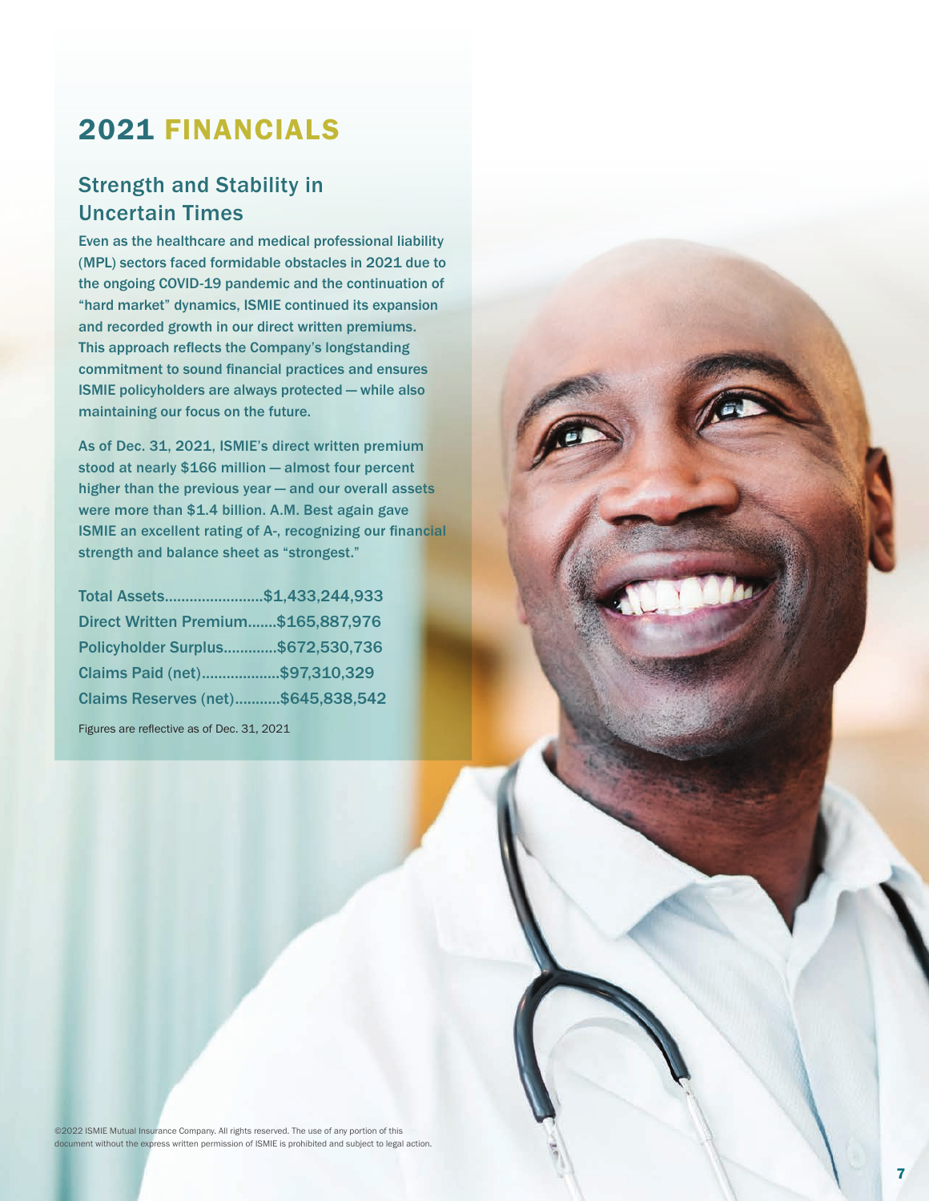# 2021 FINANCIALS

## Strength and Stability in Uncertain Times

Even as the healthcare and medical professional liability (MPL) sectors faced formidable obstacles in 2021 due to the ongoing COVID-19 pandemic and the continuation of "hard market" dynamics, ISMIE continued its expansion and recorded growth in our direct written premiums. This approach reflects the Company's longstanding commitment to sound financial practices and ensures ISMIE policyholders are always protected — while also maintaining our focus on the future.

As of Dec. 31, 2021, ISMIE's direct written premium stood at nearly $166 million — almost four percent higher than the previous year — and our overall assets were more than $1.4 billion. A.M. Best again gave ISMIE an excellent rating of A-, recognizing our financial strength and balance sheet as "strongest."

| | |
|---|---|
| Total Assets | $1,433,244,933 |
| Direct Written Premium | $165,887,976 |
| Policyholder Surplus | $672,530,736 |
| Claims Paid (net) | $97,310,329 |
| Claims Reserves (net) | $645,838,542 |

Figures are reflective as of Dec. 31, 2021

©2022 ISMIE Mutual Insurance Company. All rights reserved. The use of any portion of this document without the express written permission of ISMIE is prohibited and subject to legal action.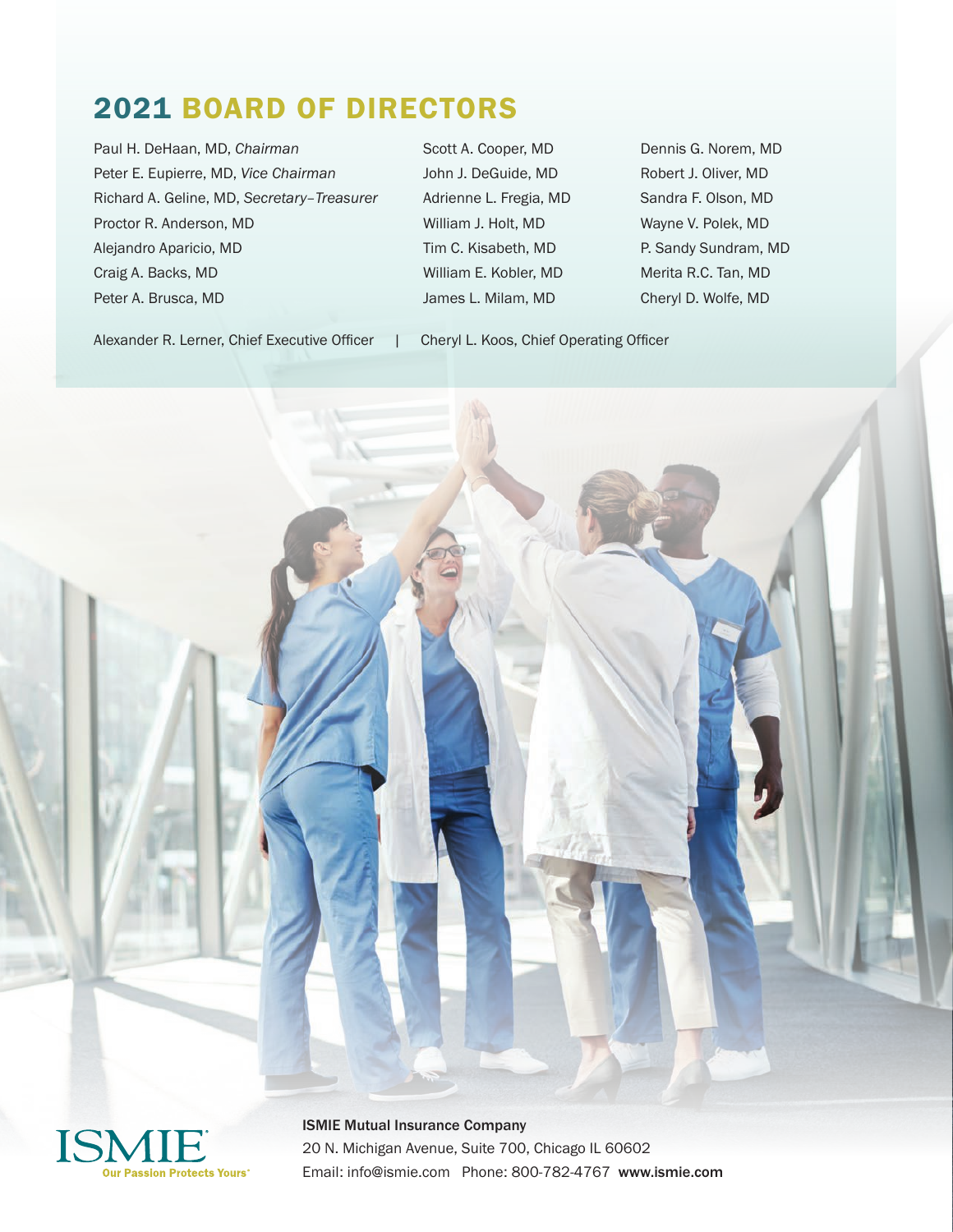# 2021 BOARD OF DIRECTORS

Paul H. DeHaan, MD, *Chairman*
Peter E. Eupierre, MD, *Vice Chairman*
Richard A. Geline, MD, *Secretary–Treasurer*
Proctor R. Anderson, MD
Alejandro Aparicio, MD
Craig A. Backs, MD
Peter A. Brusca, MD

Scott A. Cooper, MD
John J. DeGuide, MD
Adrienne L. Fregia, MD
William J. Holt, MD
Tim C. Kisabeth, MD
William E. Kobler, MD
James L. Milam, MD

Dennis G. Norem, MD
Robert J. Oliver, MD
Sandra F. Olson, MD
Wayne V. Polek, MD
P. Sandy Sundram, MD
Merita R.C. Tan, MD
Cheryl D. Wolfe, MD

Alexander R. Lerner, Chief Executive Officer | Cheryl L. Koos, Chief Operating Officer

ISMIE®
Our Passion Protects Yours®

**ISMIE Mutual Insurance Company**
20 N. Michigan Avenue, Suite 700, Chicago IL 60602
Email: info@ismie.com Phone: 800-782-4767 **www.ismie.com**